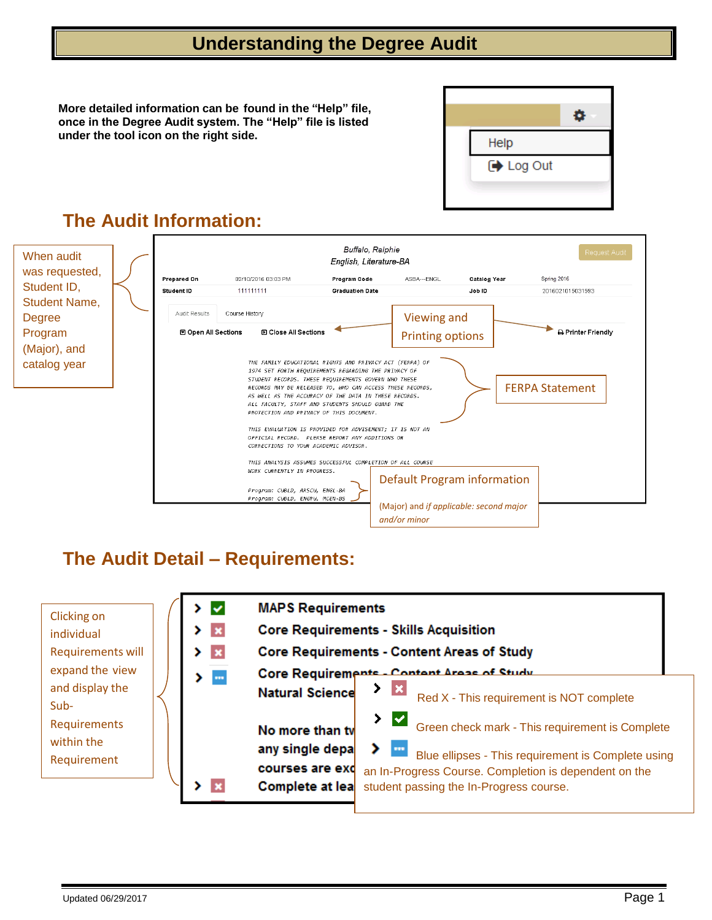# Understanding the Degree Audit

**More detailed information can be found in the "Help" file, once in the Degree Audit system. The "Help" file is listed under the tool icon on the right side.**

Help

Log Out

## The Audit Information:

When audit was requested, Student ID, Student Name, Degree Program (Major), and catalog year

Buffalo, Ralphie
English, Literature-BA

Request Audit

| Prepared On | 02/10/2016 03:03 PM | Program Code | ASBA--ENGL | Catalog Year | Spring 2016 |
|---|---|---|---|---|---|
| Student ID | 111111111 | Graduation Date | | Job ID | 2016021015031593 |

Audit Results | Course History

Open All Sections | Close All Sections

Viewing and Printing options

Printer Friendly

THE FAMILY EDUCATIONAL RIGHTS AND PRIVACY ACT (FERPA) OF 1974 SET FORTH REQUIREMENTS REGARDING THE PRIVACY OF STUDENT RECORDS. THESE REQUIREMENTS GOVERN WHO THESE RECORDS MAY BE RELEASED TO, WHO CAN ACCESS THESE RECORDS, AS WELL AS THE ACCURACY OF THE DATA IN THESE RECORDS. ALL FACULTY, STAFF AND STUDENTS SHOULD GUARD THE PROTECTION AND PRIVACY OF THIS DOCUMENT.

THIS EVALUATION IS PROVIDED FOR ADVISEMENT; IT IS NOT AN OFFICIAL RECORD. PLEASE REPORT ANY ADDITIONS OR CORRECTIONS TO YOUR ACADEMIC ADVISOR.

THIS ANALYSIS ASSUMES SUCCESSFUL COMPLETION OF ALL COURSE WORK CURRENTLY IN PROGRESS.

FERPA Statement

Program: CUBLD, ARSCU, ENGL-BA
Program: CUBLD, ENGRU, MCEN-BS

Default Program information

(Major) and *if applicable: second major and/or minor*

## The Audit Detail – Requirements:

Clicking on individual Requirements will expand the view and display the Sub-Requirements within the Requirement

- MAPS Requirements
- Core Requirements - Skills Acquisition
- Core Requirements - Content Areas of Study
- Core Requirements - Content Areas of Study
- Natural Science
- No more than tw... any single depa... courses are exc...
- Complete at lea...

Red X - This requirement is NOT complete

Green check mark - This requirement is Complete

Blue ellipses - This requirement is Complete using an In-Progress Course. Completion is dependent on the student passing the In-Progress course.

Updated 06/29/2017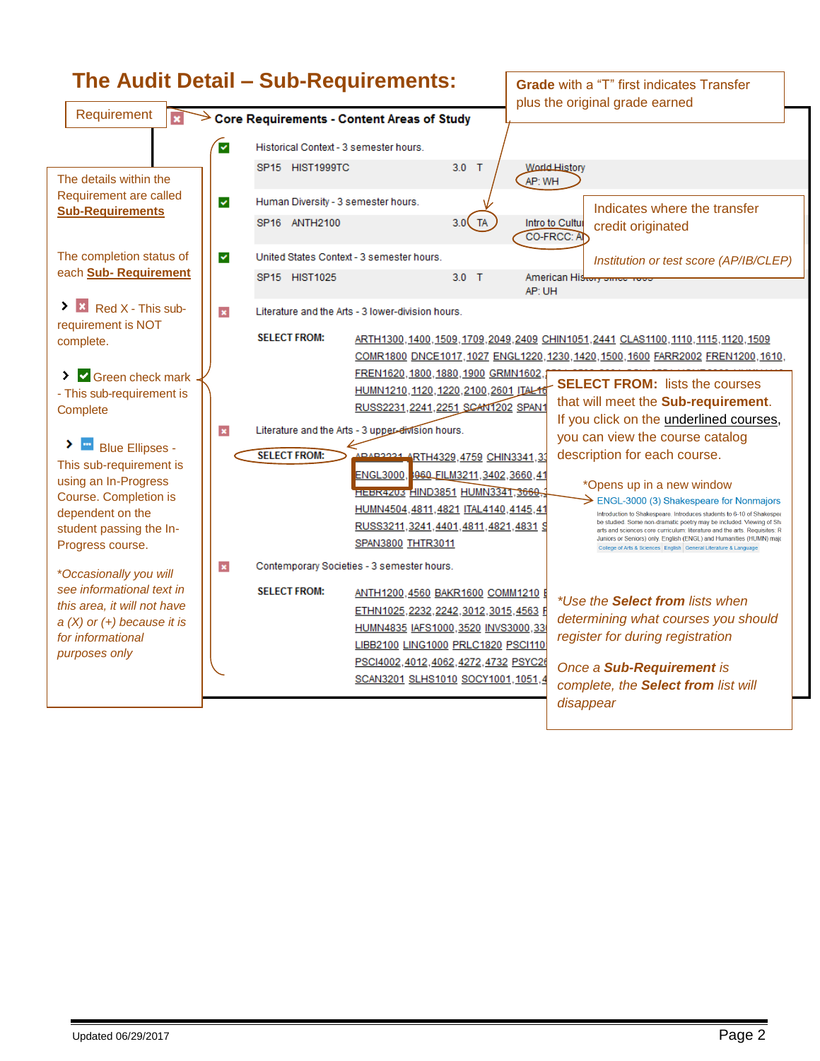# The Audit Detail – Sub-Requirements:

**Grade** with a "T" first indicates Transfer plus the original grade earned

Requirement

**Core Requirements - Content Areas of Study**

The details within the Requirement are called **Sub-Requirements**

The completion status of each **Sub- Requirement**

Red X - This sub-requirement is NOT complete.

Green check mark - This sub-requirement is Complete

Blue Ellipses - This sub-requirement is using an In-Progress Course. Completion is dependent on the student passing the In-Progress course.

*\*Occasionally you will see informational text in this area, it will not have a (X) or (+) because it is for informational purposes only*

Historical Context - 3 semester hours.

| | | | | |
|---|---|---|---|---|
| SP15 | HIST1999TC | 3.0 | T | World History AP: WH |

Human Diversity - 3 semester hours.

| | | | | |
|---|---|---|---|---|
| SP16 | ANTH2100 | 3.0 | TA | Intro to Cultu... CO-FRCC: A... |

Indicates where the transfer credit originated

*Institution or test score (AP/IB/CLEP)*

United States Context - 3 semester hours.

| | | | | |
|---|---|---|---|---|
| SP15 | HIST1025 | 3.0 | T | American His... AP: UH |

Literature and the Arts - 3 lower-division hours.

SELECT FROM: ARTH1300, 1400, 1509, 1709, 2049, 2409 CHIN1051, 2441 CLAS1100, 1110, 1115, 1120, 1509 COMR1800 DNCE1017, 1027 ENGL1220, 1230, 1420, 1500, 1600 FARR2002 FREN1200, 1610, FREN1620, 1800, 1880, 1900 GRMN1602, ... HUMN1210, 1120, 1220, 2100, 2601 ITAL16... RUSS2231, 2241, 2251 SCAN1202 SPAN1...

Literature and the Arts - 3 upper-division hours.

SELECT FROM: ARAB3231 ARTH4329, 4759 CHIN3341, 33... ENGL3000, ...960 FILM3211, 3402, 3660, 41... HEBR4203 HIND3851 HUMN3341, 3660, ... HUMN4504, 4811, 4821 ITAL4140, 4145, 41... RUSS3211, 3241, 4401, 4811, 4821, 4831 S... SPAN3800 THTR3011

Contemporary Societies - 3 semester hours.

SELECT FROM: ANTH1200, 4560 BAKR1600 COMM1210 ... ETHN1025, 2232, 2242, 3012, 3015, 4563 ... HUMN4835 IAFS1000, 3520 INVS3000, 33... LIBB2100 LING1000 PRLC1820 PSCI110... PSCI4002, 4012, 4062, 4272, 4732 PSYC2... SCAN3201 SLHS1010 SOCY1001, 1051, 4...

**SELECT FROM:** lists the courses that will meet the **Sub-requirement**. If you click on the underlined courses, you can view the course catalog description for each course.

*Opens up in a new window

ENGL-3000 (3) Shakespeare for Nonmajors

Introduction to Shakespeare. Introduces students to 6-10 of Shakespea... be studied. Some non-dramatic poetry may be included. Viewing of Sh... arts and sciences core curriculum: literature and the arts. Requisites: R... Juniors or Seniors) only. English (ENGL) and Humanities (HUMN) maj...

College of Arts & Sciences | English | General Literature & Language

*\*Use the **Select from** lists when determining what courses you should register for during registration*

*Once a **Sub-Requirement** is complete, the **Select from** list will disappear*

Updated 06/29/2017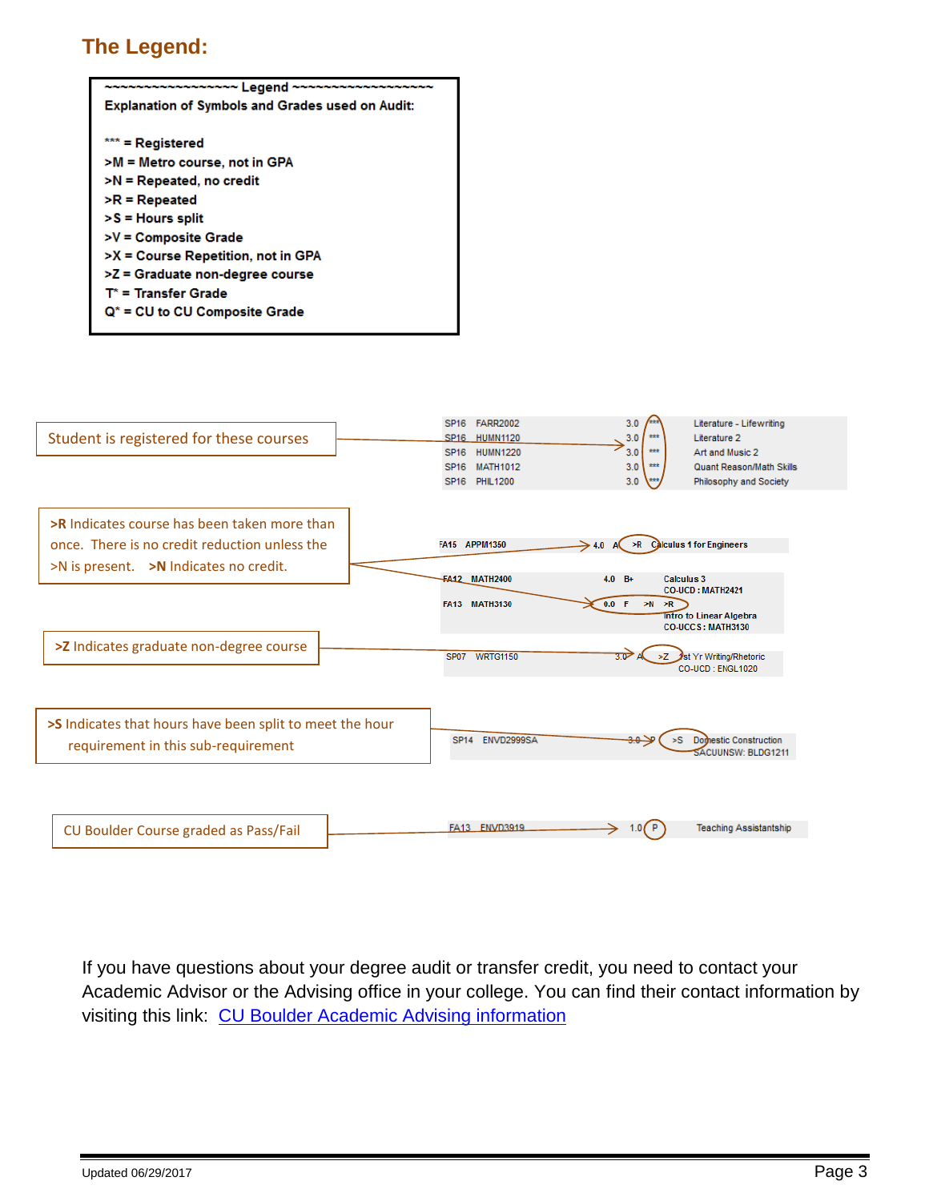## The Legend:

~~~~~~~~~~~~~~~~~~ Legend ~~~~~~~~~~~~~~~~~~~~

**Explanation of Symbols and Grades used on Audit:**

- *** = Registered
- >M = Metro course, not in GPA
- >N = Repeated, no credit
- >R = Repeated
- >S = Hours split
- >V = Composite Grade
- >X = Course Repetition, not in GPA
- >Z = Graduate non-degree course
- T* = Transfer Grade
- Q* = CU to CU Composite Grade

---

**Student is registered for these courses**

| Term | Course | Hours | Grade | Title |
|---|---|---|---|---|
| SP16 | FARR2002 | 3.0 | *** | Literature - Lifewriting |
| SP16 | HUMN1120 | 3.0 | *** | Literature 2 |
| SP16 | HUMN1220 | 3.0 | *** | Art and Music 2 |
| SP16 | MATH1012 | 3.0 | *** | Quant Reason/Math Skills |
| SP16 | PHIL1200 | 3.0 | *** | Philosophy and Society |

**>R** Indicates course has been taken more than once. There is no credit reduction unless the >N is present. **>N** Indicates no credit.

| Term | Course | Hours | Grade | Symbol | Title |
|---|---|---|---|---|---|
| FA15 | APPM1350 | 4.0 | A | >R | Calculus 1 for Engineers |
| FA12 | MATH2400 | 4.0 | B+ | | Calculus 3<br>CO-UCD : MATH2421 |
| FA13 | MATH3130 | 0.0 | F | >N >R | Intro to Linear Algebra<br>CO-UCCS : MATH3130 |

**>Z** Indicates graduate non-degree course

| Term | Course | Hours | Grade | Symbol | Title |
|---|---|---|---|---|---|
| SP07 | WRTG1150 | 3.0 | A | >Z | 1st Yr Writing/Rhetoric<br>CO-UCD : ENGL1020 |

**>S** Indicates that hours have been split to meet the hour requirement in this sub-requirement

| Term | Course | Hours | Grade | Symbol | Title |
|---|---|---|---|---|---|
| SP14 | ENVD2999SA | 3.0 | P | >S | Domestic Construction<br>SACUUNSW: BLDG1211 |

**CU Boulder Course graded as Pass/Fail**

| Term | Course | Hours | Grade | Title |
|---|---|---|---|---|
| FA13 | ENVD3919 | 1.0 | P | Teaching Assistantship |

If you have questions about your degree audit or transfer credit, you need to contact your Academic Advisor or the Advising office in your college. You can find their contact information by visiting this link: [CU Boulder Academic Advising information]()

Updated 06/29/2017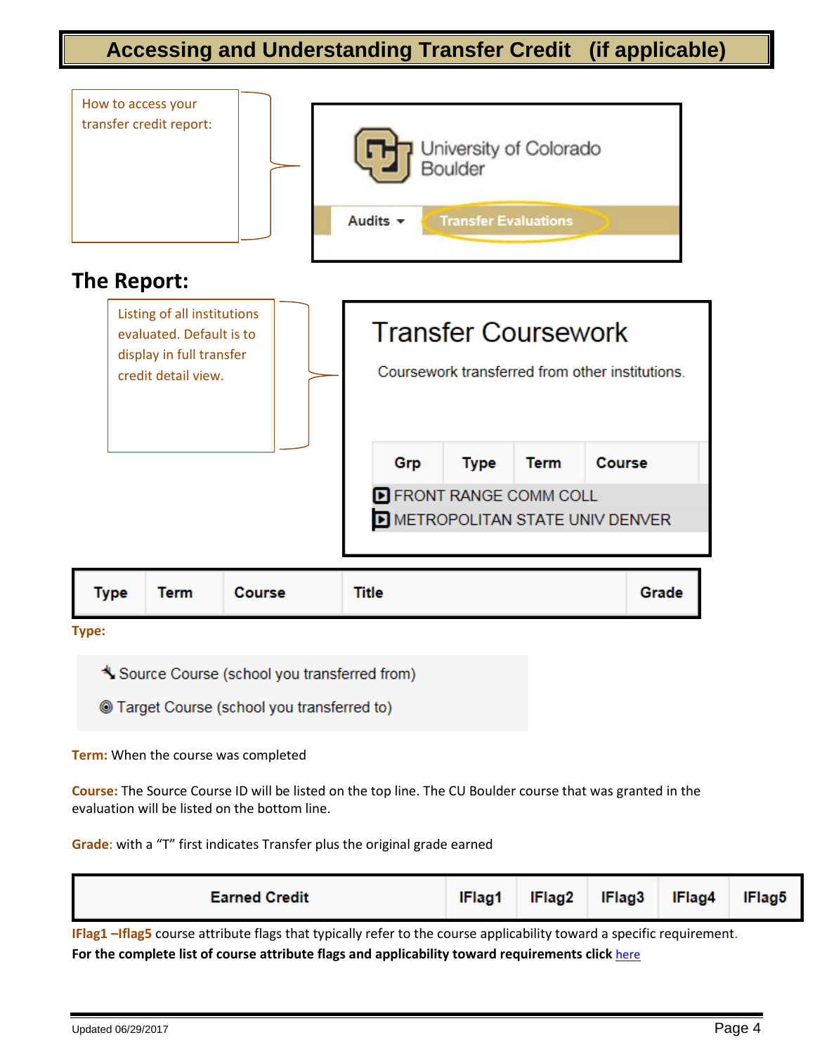# Accessing and Understanding Transfer Credit (if applicable)

How to access your transfer credit report:

University of Colorado Boulder

Audits ▾ | Transfer Evaluations

## The Report:

Listing of all institutions evaluated. Default is to display in full transfer credit detail view.

**Transfer Coursework**

Coursework transferred from other institutions.

| Grp | Type | Term | Course |
|---|---|---|---|
| FRONT RANGE COMM COLL | | | |
| METROPOLITAN STATE UNIV DENVER | | | |

| Type | Term | Course | Title | Grade |
|---|---|---|---|---|

**Type:**

- Source Course (school you transferred from)
- Target Course (school you transferred to)

**Term:** When the course was completed

**Course:** The Source Course ID will be listed on the top line. The CU Boulder course that was granted in the evaluation will be listed on the bottom line.

**Grade**: with a "T" first indicates Transfer plus the original grade earned

| Earned Credit | IFlag1 | IFlag2 | IFlag3 | IFlag4 | IFlag5 |
|---|---|---|---|---|---|

**IFlag1 –Iflag5** course attribute flags that typically refer to the course applicability toward a specific requirement.

**For the complete list of course attribute flags and applicability toward requirements click** here

Updated 06/29/2017